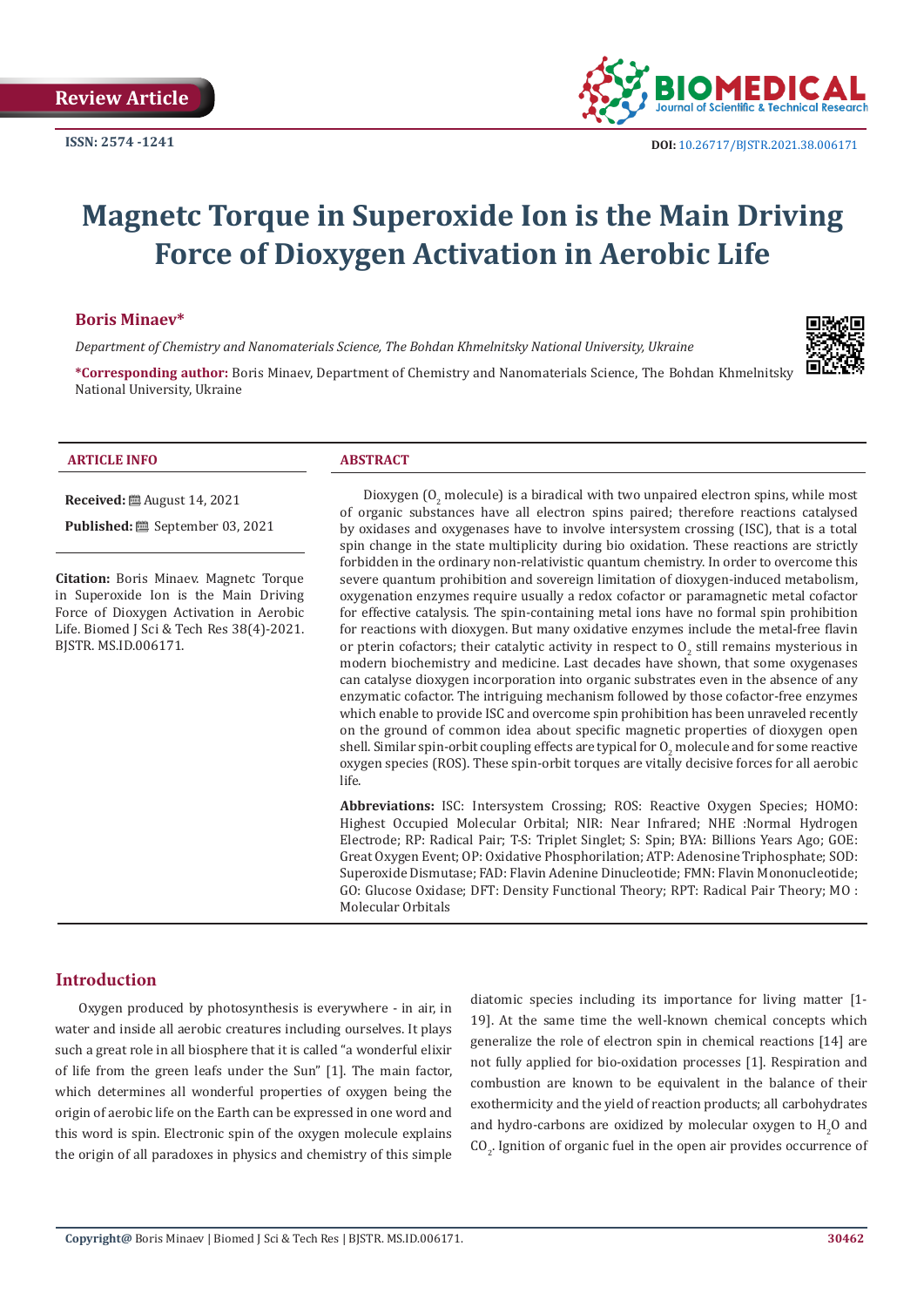Review Article

ISSN: 2574 -1241

DOI: 10.26717/BJSTR.2021.38.006171

# Magnetc Torque in Superoxide Ion is the Main Driving Force of Dioxygen Activation in Aerobic Life

**Boris Minaev***

*Department of Chemistry and Nanomaterials Science, The Bohdan Khmelnitsky National University, Ukraine*

***Corresponding author:** Boris Minaev, Department of Chemistry and Nanomaterials Science, The Bohdan Khmelnitsky National University, Ukraine

### ARTICLE INFO

**Received:** August 14, 2021

**Published:** September 03, 2021

**Citation:** Boris Minaev. Magnetc Torque in Superoxide Ion is the Main Driving Force of Dioxygen Activation in Aerobic Life. Biomed J Sci & Tech Res 38(4)-2021. BJSTR. MS.ID.006171.

### ABSTRACT

Dioxygen ($O_2$ molecule) is a biradical with two unpaired electron spins, while most of organic substances have all electron spins paired; therefore reactions catalysed by oxidases and oxygenases have to involve intersystem crossing (ISC), that is a total spin change in the state multiplicity during bio oxidation. These reactions are strictly forbidden in the ordinary non-relativistic quantum chemistry. In order to overcome this severe quantum prohibition and sovereign limitation of dioxygen-induced metabolism, oxygenation enzymes require usually a redox cofactor or paramagnetic metal cofactor for effective catalysis. The spin-containing metal ions have no formal spin prohibition for reactions with dioxygen. But many oxidative enzymes include the metal-free flavin or pterin cofactors; their catalytic activity in respect to $O_2$ still remains mysterious in modern biochemistry and medicine. Last decades have shown, that some oxygenases can catalyse dioxygen incorporation into organic substrates even in the absence of any enzymatic cofactor. The intriguing mechanism followed by those cofactor-free enzymes which enable to provide ISC and overcome spin prohibition has been unraveled recently on the ground of common idea about specific magnetic properties of dioxygen open shell. Similar spin-orbit coupling effects are typical for $O_2$ molecule and for some reactive oxygen species (ROS). These spin-orbit torques are vitally decisive forces for all aerobic life.

**Abbreviations:** ISC: Intersystem Crossing; ROS: Reactive Oxygen Species; HOMO: Highest Occupied Molecular Orbital; NIR: Near Infrared; NHE :Normal Hydrogen Electrode; RP: Radical Pair; T-S: Triplet Singlet; S: Spin; BYA: Billions Years Ago; GOE: Great Oxygen Event; OP: Oxidative Phosphorilation; ATP: Adenosine Triphosphate; SOD: Superoxide Dismutase; FAD: Flavin Adenine Dinucleotide; FMN: Flavin Mononucleotide; GO: Glucose Oxidase; DFT: Density Functional Theory; RPT: Radical Pair Theory; MO : Molecular Orbitals

## Introduction

Oxygen produced by photosynthesis is everywhere - in air, in water and inside all aerobic creatures including ourselves. It plays such a great role in all biosphere that it is called "a wonderful elixir of life from the green leafs under the Sun" [1]. The main factor, which determines all wonderful properties of oxygen being the origin of aerobic life on the Earth can be expressed in one word and this word is spin. Electronic spin of the oxygen molecule explains the origin of all paradoxes in physics and chemistry of this simple diatomic species including its importance for living matter [1-19]. At the same time the well-known chemical concepts which generalize the role of electron spin in chemical reactions [14] are not fully applied for bio-oxidation processes [1]. Respiration and combustion are known to be equivalent in the balance of their exothermicity and the yield of reaction products; all carbohydrates and hydro-carbons are oxidized by molecular oxygen to $H_2O$ and $CO_2$. Ignition of organic fuel in the open air provides occurrence of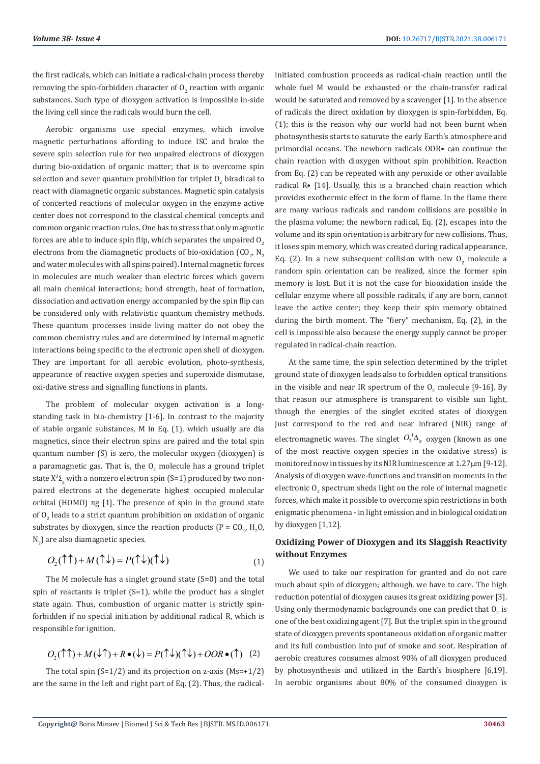the first radicals, which can initiate a radical-chain process thereby removing the spin-forbidden character of $O_2$ reaction with organic substances. Such type of dioxygen activation is impossible in-side the living cell since the radicals would burn the cell.

Aerobic organisms use special enzymes, which involve magnetic perturbations affording to induce ISC and brake the severe spin selection rule for two unpaired electrons of dioxygen during bio-oxidation of organic matter; that is to overcome spin selection and sever quantum prohibition for triplet $O_2$ biradical to react with diamagnetic organic substances. Magnetic spin catalysis of concerted reactions of molecular oxygen in the enzyme active center does not correspond to the classical chemical concepts and common organic reaction rules. One has to stress that only magnetic forces are able to induce spin flip, which separates the unpaired $O_2$ electrons from the diamagnetic products of bio-oxidation ($CO_2$, $N_2$ and water molecules with all spins paired). Internal magnetic forces in molecules are much weaker than electric forces which govern all main chemical interactions; bond strength, heat of formation, dissociation and activation energy accompanied by the spin flip can be considered only with relativistic quantum chemistry methods. These quantum processes inside living matter do not obey the common chemistry rules and are determined by internal magnetic interactions being specific to the electronic open shell of dioxygen. They are important for all aerobic evolution, photo-synthesis, appearance of reactive oxygen species and superoxide dismutase, oxi-dative stress and signalling functions in plants.

The problem of molecular oxygen activation is a long-standing task in bio-chemistry [1-6]. In contrast to the majority of stable organic substances, M in Eq. (1), which usually are dia magnetics, since their electron spins are paired and the total spin quantum number (S) is zero, the molecular oxygen (dioxygen) is a paramagnetic gas. That is, the $O_2$ molecule has a ground triplet state $X^3\Sigma_g$ with a nonzero electron spin (S=1) produced by two non-paired electrons at the degenerate highest occupied molecular orbital (HOMO) $\pi$g [1]. The presence of spin in the ground state of $O_2$ leads to a strict quantum prohibition on oxidation of organic substrates by dioxygen, since the reaction products (P = $CO_2$, $H_2O$, $N_2$) are also diamagnetic species.

$$O_2(\uparrow\uparrow) + M(\uparrow\downarrow) = P(\uparrow\downarrow)(\uparrow\downarrow) \tag{1}$$

The M molecule has a singlet ground state (S=0) and the total spin of reactants is triplet (S=1), while the product has a singlet state again. Thus, combustion of organic matter is strictly spin-forbidden if no special initiation by additional radical R, which is responsible for ignition.

$$O_2(\uparrow\uparrow) + M(\downarrow\uparrow) + R\bullet(\downarrow) = P(\uparrow\downarrow)(\uparrow\downarrow) + OOR\bullet(\uparrow) \tag{2}$$

The total spin (S=1/2) and its projection on z-axis (Ms=+1/2) are the same in the left and right part of Eq. (2). Thus, the radical-initiated combustion proceeds as radical-chain reaction until the whole fuel M would be exhausted or the chain-transfer radical would be saturated and removed by a scavenger [1]. In the absence of radicals the direct oxidation by dioxygen is spin-forbidden, Eq. (1); this is the reason why our world had not been burnt when photosynthesis starts to saturate the early Earth's atmosphere and primordial oceans. The newborn radicals OOR• can continue the chain reaction with dioxygen without spin prohibition. Reaction from Eq. (2) can be repeated with any peroxide or other available radical R• [14]. Usually, this is a branched chain reaction which provides exothermic effect in the form of flame. In the flame there are many various radicals and random collisions are possible in the plasma volume; the newborn radical, Eq. (2), escapes into the volume and its spin orientation is arbitrary for new collisions. Thus, it loses spin memory, which was created during radical appearance, Eq. (2). In a new subsequent collision with new $O_2$ molecule a random spin orientation can be realized, since the former spin memory is lost. But it is not the case for biooxidation inside the cellular enzyme where all possible radicals, if any are born, cannot leave the active center; they keep their spin memory obtained during the birth moment. The "fiery" mechanism, Eq. (2), in the cell is impossible also because the energy supply cannot be proper regulated in radical-chain reaction.

At the same time, the spin selection determined by the triplet ground state of dioxygen leads also to forbidden optical transitions in the visible and near IR spectrum of the $O_2$ molecule [9-16]. By that reason our atmosphere is transparent to visible sun light, though the energies of the singlet excited states of dioxygen just correspond to the red and near infrared (NIR) range of electromagnetic waves. The singlet $O_2{}^1\Delta_g$ oxygen (known as one of the most reactive oxygen species in the oxidative stress) is monitored now in tissues by its NIR luminescence at 1.27μm [9-12]. Analysis of dioxygen wave-functions and transition moments in the electronic $O_2$ spectrum sheds light on the role of internal magnetic forces, which make it possible to overcome spin restrictions in both enigmatic phenomena - in light emission and in biological oxidation by dioxygen [1,12].

## Oxidizing Power of Dioxygen and its Slaggish Reactivity without Enzymes

We used to take our respiration for granted and do not care much about spin of dioxygen; although, we have to care. The high reduction potential of dioxygen causes its great oxidizing power [3]. Using only thermodynamic backgrounds one can predict that $O_2$ is one of the best oxidizing agent [7]. But the triplet spin in the ground state of dioxygen prevents spontaneous oxidation of organic matter and its full combustion into puf of smoke and soot. Respiration of aerobic creatures consumes almost 90% of all dioxygen produced by photosynthesis and utilized in the Earth's biosphere [6,19]. In aerobic organisms about 80% of the consumed dioxygen is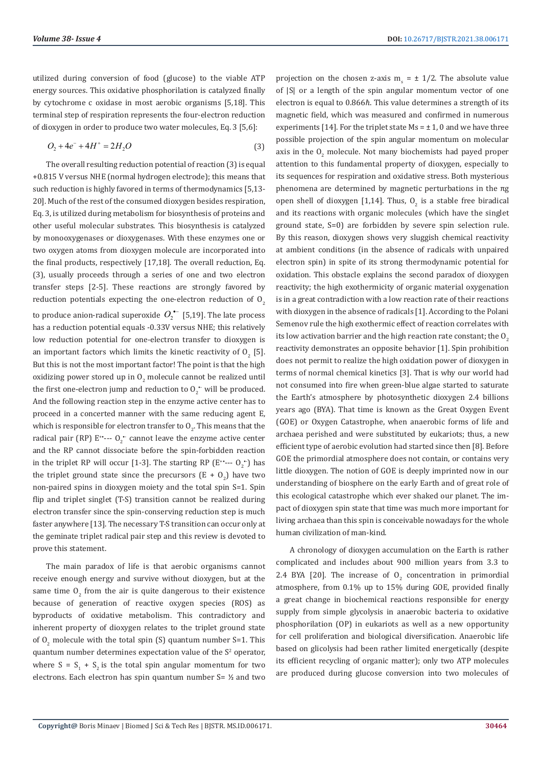utilized during conversion of food (glucose) to the viable ATP energy sources. This oxidative phosphorilation is catalyzed finally by cytochrome c oxidase in most aerobic organisms [5,18]. This terminal step of respiration represents the four-electron reduction of dioxygen in order to produce two water molecules, Eq. 3 [5,6]:

$$O_2 + 4e^- + 4H^+ = 2H_2O \tag{3}$$

The overall resulting reduction potential of reaction (3) is equal +0.815 V versus NHE (normal hydrogen electrode); this means that such reduction is highly favored in terms of thermodynamics [5,13-20]. Much of the rest of the consumed dioxygen besides respiration, Eq. 3, is utilized during metabolism for biosynthesis of proteins and other useful molecular substrates. This biosynthesis is catalyzed by monooxygenases or dioxygenases. With these enzymes one or two oxygen atoms from dioxygen molecule are incorporated into the final products, respectively [17,18]. The overall reduction, Eq. (3), usually proceeds through a series of one and two electron transfer steps [2-5]. These reactions are strongly favored by reduction potentials expecting the one-electron reduction of $O_2$ to produce anion-radical superoxide $O_2^{\bullet-}$ [5,19]. The late process has a reduction potential equals -0.33V versus NHE; this relatively low reduction potential for one-electron transfer to dioxygen is an important factors which limits the kinetic reactivity of $O_2$ [5]. But this is not the most important factor! The point is that the high oxidizing power stored up in $O_2$ molecule cannot be realized until the first one-electron jump and reduction to $O_2^{\bullet-}$ will be produced. And the following reaction step in the enzyme active center has to proceed in a concerted manner with the same reducing agent E, which is responsible for electron transfer to $O_2$. This means that the radical pair (RP) $E^{+\bullet}$--- $O_2^{\bullet-}$ cannot leave the enzyme active center and the RP cannot dissociate before the spin-forbidden reaction in the triplet RP will occur [1-3]. The starting RP ($E^{+\bullet}$--- $O_2^{\bullet-}$) has the triplet ground state since the precursors (E + $O_2$) have two non-paired spins in dioxygen moiety and the total spin S=1. Spin flip and triplet singlet (T-S) transition cannot be realized during electron transfer since the spin-conserving reduction step is much faster anywhere [13]. The necessary T-S transition can occur only at the geminate triplet radical pair step and this review is devoted to prove this statement.

The main paradox of life is that aerobic organisms cannot receive enough energy and survive without dioxygen, but at the same time $O_2$ from the air is quite dangerous to their existence because of generation of reactive oxygen species (ROS) as byproducts of oxidative metabolism. This contradictory and inherent property of dioxygen relates to the triplet ground state of $O_2$ molecule with the total spin (S) quantum number S=1. This quantum number determines expectation value of the $S^2$ operator, where $S = S_1 + S_2$ is the total spin angular momentum for two electrons. Each electron has spin quantum number S= ½ and two projection on the chosen z-axis $m_s = \pm 1/2$. The absolute value of |S| or a length of the spin angular momentum vector of one electron is equal to 0.866$\hbar$. This value determines a strength of its magnetic field, which was measured and confirmed in numerous experiments [14]. For the triplet state Ms = ± 1, 0 and we have three possible projection of the spin angular momentum on molecular axis in the $O_2$ molecule. Not many biochemists had payed proper attention to this fundamental property of dioxygen, especially to its sequences for respiration and oxidative stress. Both mysterious phenomena are determined by magnetic perturbations in the $\pi g$ open shell of dioxygen [1,14]. Thus, $O_2$ is a stable free biradical and its reactions with organic molecules (which have the singlet ground state, S=0) are forbidden by severe spin selection rule. By this reason, dioxygen shows very sluggish chemical reactivity at ambient conditions (in the absence of radicals with unpaired electron spin) in spite of its strong thermodynamic potential for oxidation. This obstacle explains the second paradox of dioxygen reactivity; the high exothermicity of organic material oxygenation is in a great contradiction with a low reaction rate of their reactions with dioxygen in the absence of radicals [1]. According to the Polani Semenov rule the high exothermic effect of reaction correlates with its low activation barrier and the high reaction rate constant; the $O_2$ reactivity demonstrates an opposite behavior [1]. Spin prohibition does not permit to realize the high oxidation power of dioxygen in terms of normal chemical kinetics [3]. That is why our world had not consumed into fire when green-blue algae started to saturate the Earth's atmosphere by photosynthetic dioxygen 2.4 billions years ago (BYA). That time is known as the Great Oxygen Event (GOE) or Oxygen Catastrophe, when anaerobic forms of life and archaea perished and were substituted by eukariots; thus, a new efficient type of aerobic evolution had started since then [8]. Before GOE the primordial atmosphere does not contain, or contains very little dioxygen. The notion of GOE is deeply imprinted now in our understanding of biosphere on the early Earth and of great role of this ecological catastrophe which ever shaked our planet. The impact of dioxygen spin state that time was much more important for living archaea than this spin is conceivable nowadays for the whole human civilization of man-kind.

A chronology of dioxygen accumulation on the Earth is rather complicated and includes about 900 million years from 3.3 to 2.4 BYA [20]. The increase of $O_2$ concentration in primordial atmosphere, from 0.1% up to 15% during GOE, provided finally a great change in biochemical reactions responsible for energy supply from simple glycolysis in anaerobic bacteria to oxidative phosphorilation (OP) in eukariots as well as a new opportunity for cell proliferation and biological diversification. Anaerobic life based on glicolysis had been rather limited energetically (despite its efficient recycling of organic matter); only two ATP molecules are produced during glucose conversion into two molecules of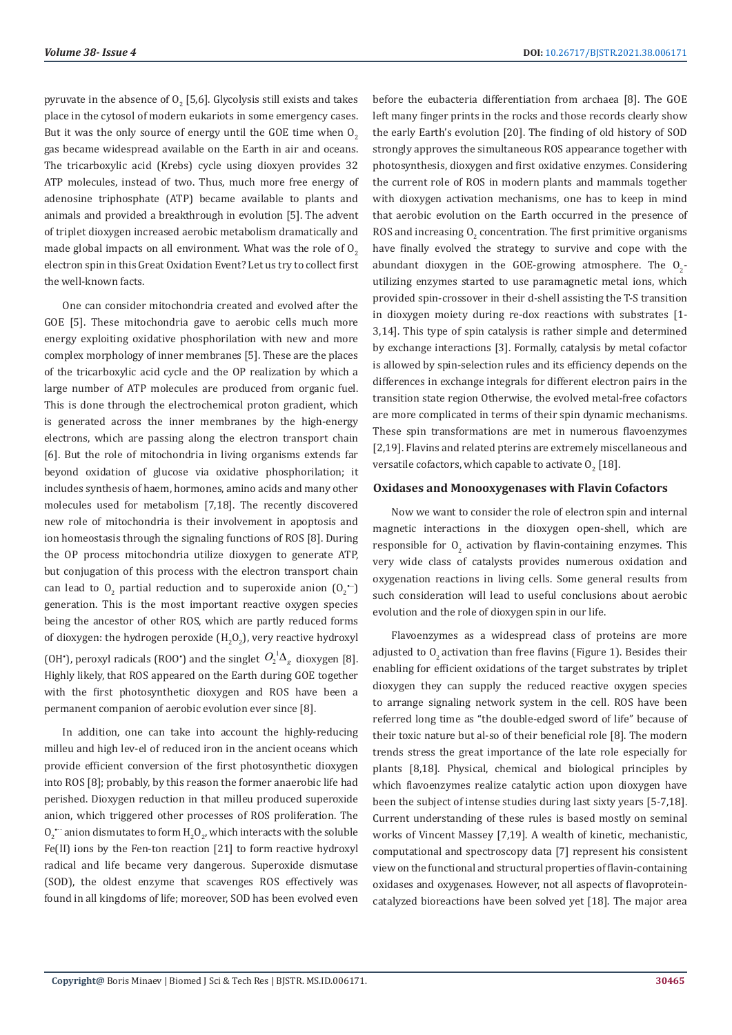pyruvate in the absence of $O_2$ [5,6]. Glycolysis still exists and takes place in the cytosol of modern eukariots in some emergency cases. But it was the only source of energy until the GOE time when $O_2$ gas became widespread available on the Earth in air and oceans. The tricarboxylic acid (Krebs) cycle using dioxyen provides 32 ATP molecules, instead of two. Thus, much more free energy of adenosine triphosphate (ATP) became available to plants and animals and provided a breakthrough in evolution [5]. The advent of triplet dioxygen increased aerobic metabolism dramatically and made global impacts on all environment. What was the role of $O_2$ electron spin in this Great Oxidation Event? Let us try to collect first the well-known facts.

One can consider mitochondria created and evolved after the GOE [5]. These mitochondria gave to aerobic cells much more energy exploiting oxidative phosphorilation with new and more complex morphology of inner membranes [5]. These are the places of the tricarboxylic acid cycle and the OP realization by which a large number of ATP molecules are produced from organic fuel. This is done through the electrochemical proton gradient, which is generated across the inner membranes by the high-energy electrons, which are passing along the electron transport chain [6]. But the role of mitochondria in living organisms extends far beyond oxidation of glucose via oxidative phosphorilation; it includes synthesis of haem, hormones, amino acids and many other molecules used for metabolism [7,18]. The recently discovered new role of mitochondria is their involvement in apoptosis and ion homeostasis through the signaling functions of ROS [8]. During the OP process mitochondria utilize dioxygen to generate ATP, but conjugation of this process with the electron transport chain can lead to $O_2$ partial reduction and to superoxide anion ($O_2^{\bullet-}$) generation. This is the most important reactive oxygen species being the ancestor of other ROS, which are partly reduced forms of dioxygen: the hydrogen peroxide ($H_2O_2$), very reactive hydroxyl ($OH^\bullet$), peroxyl radicals ($ROO^\bullet$) and the singlet $O_2{}^1\Delta_g$ dioxygen [8]. Highly likely, that ROS appeared on the Earth during GOE together with the first photosynthetic dioxygen and ROS have been a permanent companion of aerobic evolution ever since [8].

In addition, one can take into account the highly-reducing milleu and high lev-el of reduced iron in the ancient oceans which provide efficient conversion of the first photosynthetic dioxygen into ROS [8]; probably, by this reason the former anaerobic life had perished. Dioxygen reduction in that milleu produced superoxide anion, which triggered other processes of ROS proliferation. The $O_2^{\bullet-}$ anion dismutates to form $H_2O_2$, which interacts with the soluble Fe(II) ions by the Fen-ton reaction [21] to form reactive hydroxyl radical and life became very dangerous. Superoxide dismutase (SOD), the oldest enzyme that scavenges ROS effectively was found in all kingdoms of life; moreover, SOD has been evolved even before the eubacteria differentiation from archaea [8]. The GOE left many finger prints in the rocks and those records clearly show the early Earth's evolution [20]. The finding of old history of SOD strongly approves the simultaneous ROS appearance together with photosynthesis, dioxygen and first oxidative enzymes. Considering the current role of ROS in modern plants and mammals together with dioxygen activation mechanisms, one has to keep in mind that aerobic evolution on the Earth occurred in the presence of ROS and increasing $O_2$ concentration. The first primitive organisms have finally evolved the strategy to survive and cope with the abundant dioxygen in the GOE-growing atmosphere. The $O_2$-utilizing enzymes started to use paramagnetic metal ions, which provided spin-crossover in their d-shell assisting the T-S transition in dioxygen moiety during re-dox reactions with substrates [1-3,14]. This type of spin catalysis is rather simple and determined by exchange interactions [3]. Formally, catalysis by metal cofactor is allowed by spin-selection rules and its efficiency depends on the differences in exchange integrals for different electron pairs in the transition state region Otherwise, the evolved metal-free cofactors are more complicated in terms of their spin dynamic mechanisms. These spin transformations are met in numerous flavoenzymes [2,19]. Flavins and related pterins are extremely miscellaneous and versatile cofactors, which capable to activate $O_2$ [18].

## Oxidases and Monooxygenases with Flavin Cofactors

Now we want to consider the role of electron spin and internal magnetic interactions in the dioxygen open-shell, which are responsible for $O_2$ activation by flavin-containing enzymes. This very wide class of catalysts provides numerous oxidation and oxygenation reactions in living cells. Some general results from such consideration will lead to useful conclusions about aerobic evolution and the role of dioxygen spin in our life.

Flavoenzymes as a widespread class of proteins are more adjusted to $O_2$ activation than free flavins (Figure 1). Besides their enabling for efficient oxidations of the target substrates by triplet dioxygen they can supply the reduced reactive oxygen species to arrange signaling network system in the cell. ROS have been referred long time as "the double-edged sword of life" because of their toxic nature but al-so of their beneficial role [8]. The modern trends stress the great importance of the late role especially for plants [8,18]. Physical, chemical and biological principles by which flavoenzymes realize catalytic action upon dioxygen have been the subject of intense studies during last sixty years [5-7,18]. Current understanding of these rules is based mostly on seminal works of Vincent Massey [7,19]. A wealth of kinetic, mechanistic, computational and spectroscopy data [7] represent his consistent view on the functional and structural properties of flavin-containing oxidases and oxygenases. However, not all aspects of flavoprotein-catalyzed bioreactions have been solved yet [18]. The major area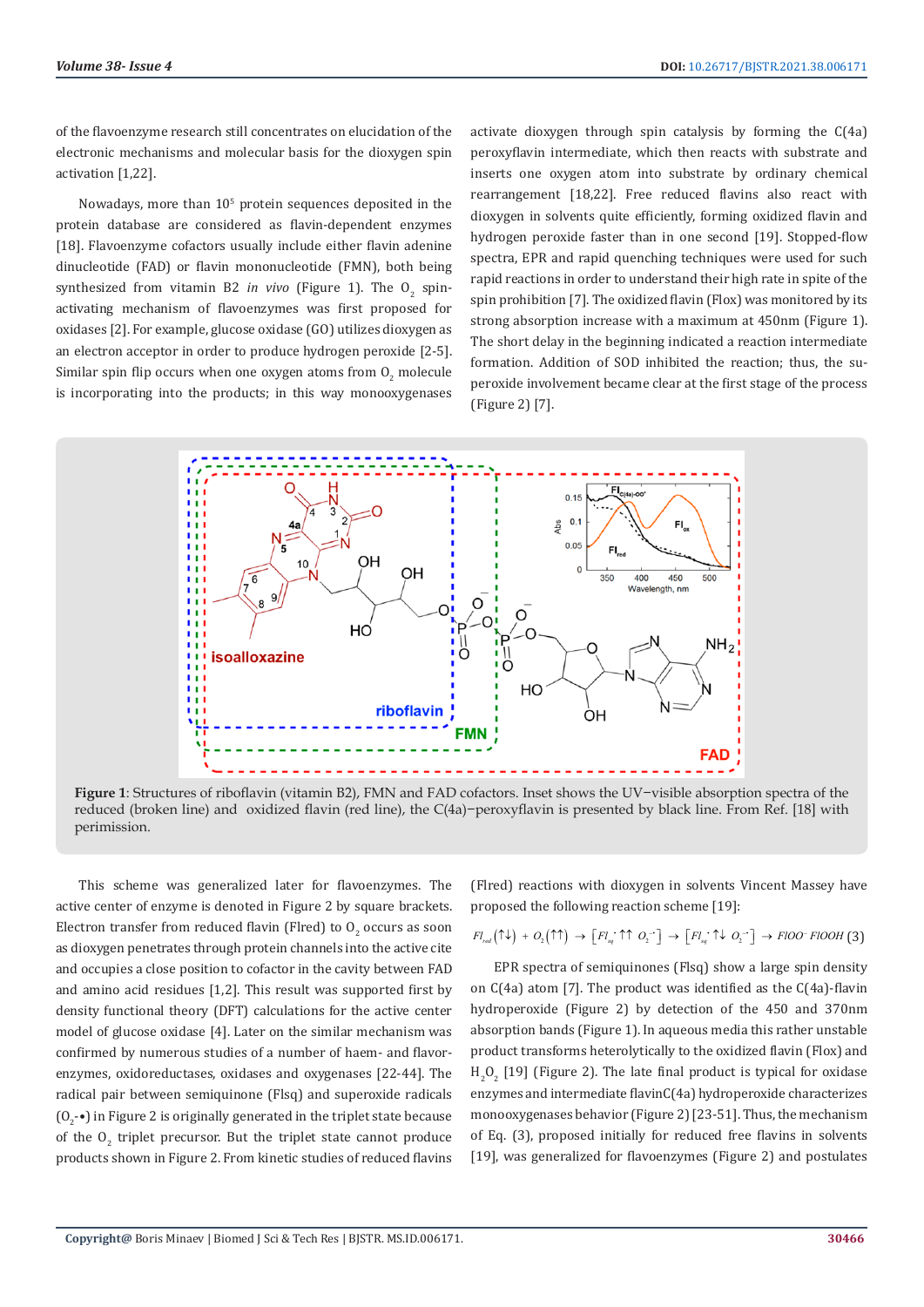of the flavoenzyme research still concentrates on elucidation of the electronic mechanisms and molecular basis for the dioxygen spin activation [1,22].

Nowadays, more than $10^5$ protein sequences deposited in the protein database are considered as flavin-dependent enzymes [18]. Flavoenzyme cofactors usually include either flavin adenine dinucleotide (FAD) or flavin mononucleotide (FMN), both being synthesized from vitamin B2 *in vivo* (Figure 1). The $O_2$ spin-activating mechanism of flavoenzymes was first proposed for oxidases [2]. For example, glucose oxidase (GO) utilizes dioxygen as an electron acceptor in order to produce hydrogen peroxide [2-5]. Similar spin flip occurs when one oxygen atoms from $O_2$ molecule is incorporating into the products; in this way monooxygenases activate dioxygen through spin catalysis by forming the C(4a) peroxyflavin intermediate, which then reacts with substrate and inserts one oxygen atom into substrate by ordinary chemical rearrangement [18,22]. Free reduced flavins also react with dioxygen in solvents quite efficiently, forming oxidized flavin and hydrogen peroxide faster than in one second [19]. Stopped-flow spectra, EPR and rapid quenching techniques were used for such rapid reactions in order to understand their high rate in spite of the spin prohibition [7]. The oxidized flavin (Flox) was monitored by its strong absorption increase with a maximum at 450nm (Figure 1). The short delay in the beginning indicated a reaction intermediate formation. Addition of SOD inhibited the reaction; thus, the superoxide involvement became clear at the first stage of the process (Figure 2) [7].

**Figure 1**: Structures of riboflavin (vitamin B2), FMN and FAD cofactors. Inset shows the UV−visible absorption spectra of the reduced (broken line) and oxidized flavin (red line), the C(4a)−peroxyflavin is presented by black line. From Ref. [18] with perimission.

This scheme was generalized later for flavoenzymes. The active center of enzyme is denoted in Figure 2 by square brackets. Electron transfer from reduced flavin (Flred) to $O_2$ occurs as soon as dioxygen penetrates through protein channels into the active cite and occupies a close position to cofactor in the cavity between FAD and amino acid residues [1,2]. This result was supported first by density functional theory (DFT) calculations for the active center model of glucose oxidase [4]. Later on the similar mechanism was confirmed by numerous studies of a number of haem- and flavor-enzymes, oxidoreductases, oxidases and oxygenases [22-44]. The radical pair between semiquinone (Flsq) and superoxide radicals ($O_2$-•) in Figure 2 is originally generated in the triplet state because of the $O_2$ triplet precursor. But the triplet state cannot produce products shown in Figure 2. From kinetic studies of reduced flavins (Flred) reactions with dioxygen in solvents Vincent Massey have proposed the following reaction scheme [19]:

$$Fl_{red}(\uparrow\downarrow) + O_2(\uparrow\uparrow) \rightarrow \left[Fl_{sq}^{\cdot}\uparrow\uparrow\ O_2^{\cdot-}\right] \rightarrow \left[Fl_{sq}^{\cdot}\uparrow\downarrow\ O_2^{\cdot-}\right] \rightarrow FlOO^{-}\ FlOOH \quad (3)$$

EPR spectra of semiquinones (Flsq) show a large spin density on C(4a) atom [7]. The product was identified as the C(4a)-flavin hydroperoxide (Figure 2) by detection of the 450 and 370nm absorption bands (Figure 1). In aqueous media this rather unstable product transforms heterolytically to the oxidized flavin (Flox) and $H_2O_2$ [19] (Figure 2). The late final product is typical for oxidase enzymes and intermediate flavinC(4a) hydroperoxide characterizes monooxygenases behavior (Figure 2) [23-51]. Thus, the mechanism of Eq. (3), proposed initially for reduced free flavins in solvents [19], was generalized for flavoenzymes (Figure 2) and postulates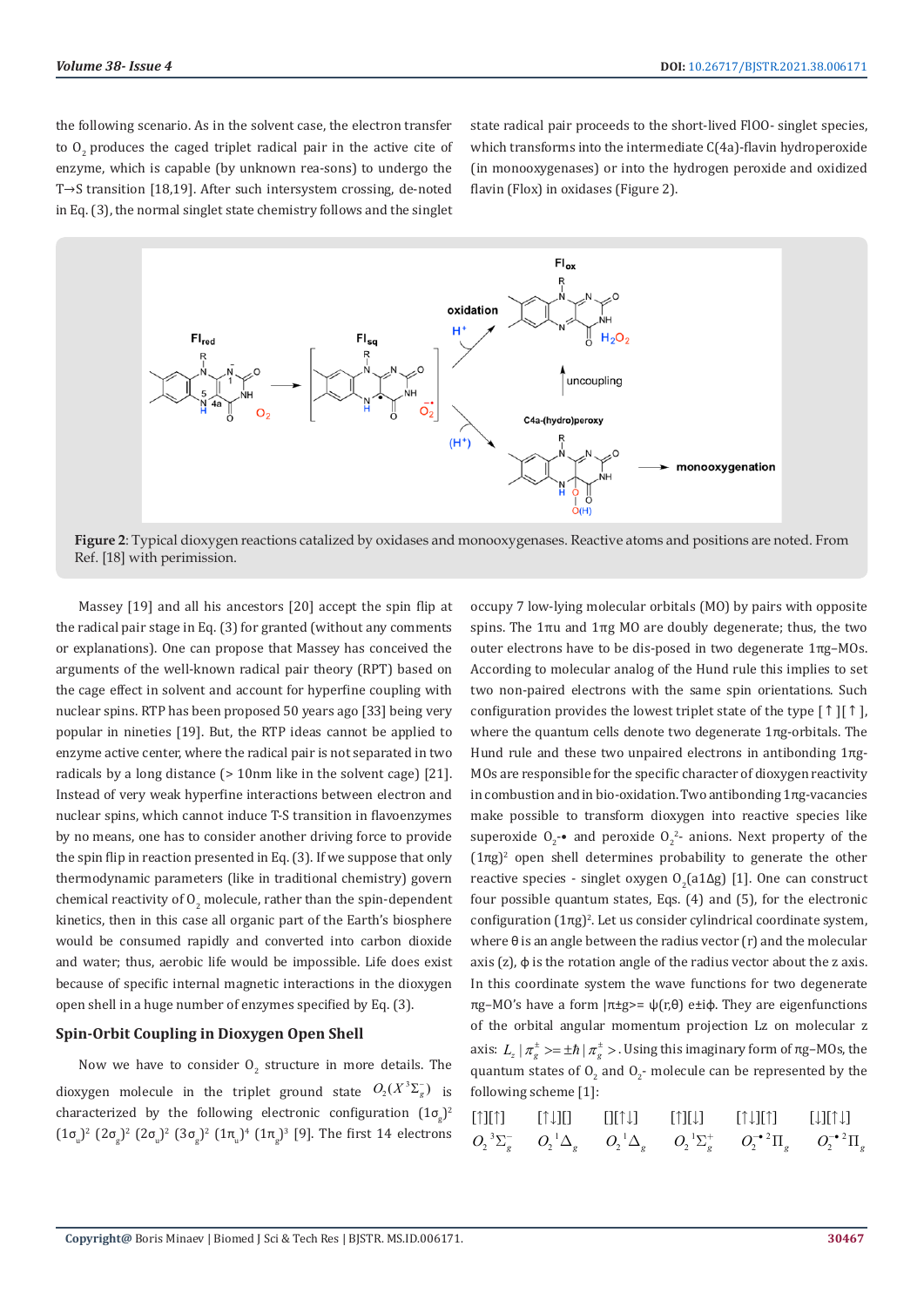the following scenario. As in the solvent case, the electron transfer to $O_2$ produces the caged triplet radical pair in the active cite of enzyme, which is capable (by unknown rea-sons) to undergo the T→S transition [18,19]. After such intersystem crossing, de-noted in Eq. (3), the normal singlet state chemistry follows and the singlet state radical pair proceeds to the short-lived FlOO- singlet species, which transforms into the intermediate C(4a)-flavin hydroperoxide (in monooxygenases) or into the hydrogen peroxide and oxidized flavin (Flox) in oxidases (Figure 2).

**Figure 2**: Typical dioxygen reactions catalized by oxidases and monooxygenases. Reactive atoms and positions are noted. From Ref. [18] with perimission.

Massey [19] and all his ancestors [20] accept the spin flip at the radical pair stage in Eq. (3) for granted (without any comments or explanations). One can propose that Massey has conceived the arguments of the well-known radical pair theory (RPT) based on the cage effect in solvent and account for hyperfine coupling with nuclear spins. RTP has been proposed 50 years ago [33] being very popular in nineties [19]. But, the RTP ideas cannot be applied to enzyme active center, where the radical pair is not separated in two radicals by a long distance (> 10nm like in the solvent cage) [21]. Instead of very weak hyperfine interactions between electron and nuclear spins, which cannot induce T-S transition in flavoenzymes by no means, one has to consider another driving force to provide the spin flip in reaction presented in Eq. (3). If we suppose that only thermodynamic parameters (like in traditional chemistry) govern chemical reactivity of $O_2$ molecule, rather than the spin-dependent kinetics, then in this case all organic part of the Earth's biosphere would be consumed rapidly and converted into carbon dioxide and water; thus, aerobic life would be impossible. Life does exist because of specific internal magnetic interactions in the dioxygen open shell in a huge number of enzymes specified by Eq. (3).

## Spin-Orbit Coupling in Dioxygen Open Shell

Now we have to consider $O_2$ structure in more details. The dioxygen molecule in the triplet ground state $O_2(X^3\Sigma_g^-)$ is characterized by the following electronic configuration $(1\sigma_g)^2$ $(1\sigma_u)^2$ $(2\sigma_g)^2$ $(2\sigma_u)^2$ $(3\sigma_g)^2$ $(1\pi_u)^4$ $(1\pi_g)^3$ [9]. The first 14 electrons occupy 7 low-lying molecular orbitals (MO) by pairs with opposite spins. The 1πu and 1πg MO are doubly degenerate; thus, the two outer electrons have to be dis-posed in two degenerate 1πg–MOs. According to molecular analog of the Hund rule this implies to set two non-paired electrons with the same spin orientations. Such configuration provides the lowest triplet state of the type [↑][↑], where the quantum cells denote two degenerate 1πg-orbitals. The Hund rule and these two unpaired electrons in antibonding 1πg-MOs are responsible for the specific character of dioxygen reactivity in combustion and in bio-oxidation. Two antibonding 1πg-vacancies make possible to transform dioxygen into reactive species like superoxide $O_2^{-}$• and peroxide $O_2^{2-}$ anions. Next property of the $(1\pi g)^2$ open shell determines probability to generate the other reactive species - singlet oxygen $O_2(a1\Delta g)$ [1]. One can construct four possible quantum states, Eqs. (4) and (5), for the electronic configuration $(1\pi g)^2$. Let us consider cylindrical coordinate system, where θ is an angle between the radius vector (r) and the molecular axis (z), ϕ is the rotation angle of the radius vector about the z axis. In this coordinate system the wave functions for two degenerate πg–MO's have a form |π±g>= ψ(r,θ) e±iϕ. They are eigenfunctions of the orbital angular momentum projection Lz on molecular z axis: $L_z\,|\pi_g^{\pm}> = \pm\hbar\,|\pi_g^{\pm}>$. Using this imaginary form of πg–MOs, the quantum states of $O_2$ and $O_2$- molecule can be represented by the following scheme [1]:

| [↑][↑] | [↑↓][] | [][↑↓] | [↑][↓] | [↑↓][↑] | [↓][↑↓] |
|---|---|---|---|---|---|
| $O_2\,{}^3\Sigma_g^-$ | $O_2\,{}^1\Delta_g$ | $O_2\,{}^1\Delta_g$ | $O_2\,{}^1\Sigma_g^+$ | $O_2^{-\bullet}\,{}^2\Pi_g$ | $O_2^{-\bullet}\,{}^2\Pi_g$ |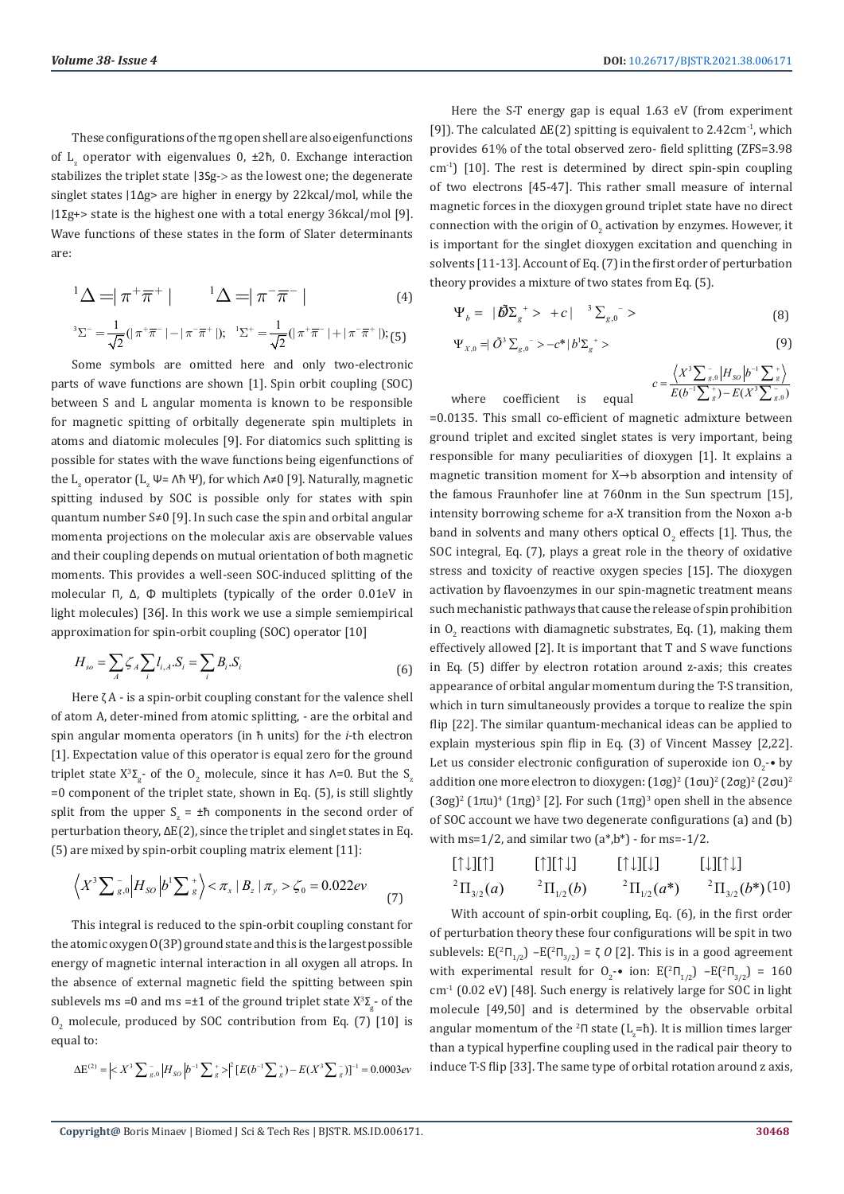These configurations of the πg open shell are also eigenfunctions of $L_z$ operator with eigenvalues 0, ±2ħ, 0. Exchange interaction stabilizes the triplet state |3Sg-> as the lowest one; the degenerate singlet states |1Δg> are higher in energy by 22kcal/mol, while the |1Σg+> state is the highest one with a total energy 36kcal/mol [9]. Wave functions of these states in the form of Slater determinants are:

$$^1\Delta = |\pi^+\overline{\pi}^+| \qquad ^1\Delta = |\pi^-\overline{\pi}^-| \tag{4}$$

$$^3\Sigma^- = \frac{1}{\sqrt{2}}(|\pi^+\overline{\pi}^-| - |\pi^-\overline{\pi}^+|); \quad ^1\Sigma^+ = \frac{1}{\sqrt{2}}(|\pi^+\overline{\pi}^-| + |\pi^-\overline{\pi}^+|); \tag{5}$$

Some symbols are omitted here and only two-electronic parts of wave functions are shown [1]. Spin orbit coupling (SOC) between S and L angular momenta is known to be responsible for magnetic spitting of orbitally degenerate spin multiplets in atoms and diatomic molecules [9]. For diatomics such splitting is possible for states with the wave functions being eigenfunctions of the $L_z$ operator ($L_z$ Ψ= Λħ Ψ), for which Λ≠0 [9]. Naturally, magnetic spitting indused by SOC is possible only for states with spin quantum number S≠0 [9]. In such case the spin and orbital angular momenta projections on the molecular axis are observable values and their coupling depends on mutual orientation of both magnetic moments. This provides a well-seen SOC-induced splitting of the molecular Π, Δ, Φ multiplets (typically of the order 0.01eV in light molecules) [36]. In this work we use a simple semiempirical approximation for spin-orbit coupling (SOC) operator [10]

$$H_{so} = \sum_A \zeta_A \sum_i l_{i,A} . S_i = \sum_i B_i . S_i \tag{6}$$

Here ζ A - is a spin-orbit coupling constant for the valence shell of atom A, deter-mined from atomic splitting, - are the orbital and spin angular momenta operators (in ħ units) for the *i*-th electron [1]. Expectation value of this operator is equal zero for the ground triplet state $X^3\Sigma_g$- of the $O_2$ molecule, since it has Λ=0. But the $S_z$ =0 component of the triplet state, shown in Eq. (5), is still slightly split from the upper $S_z$ = ±ħ components in the second order of perturbation theory, ΔE(2), since the triplet and singlet states in Eq. (5) are mixed by spin-orbit coupling matrix element [11]:

$$\left\langle X^3\sum\nolimits_{g,0}^- \left| H_{SO} \right| b^1\sum\nolimits_g^+ \right\rangle < \pi_x \,|\, B_z \,|\, \pi_y > \zeta_0 = 0.022ev \tag{7}$$

This integral is reduced to the spin-orbit coupling constant for the atomic oxygen O(3P) ground state and this is the largest possible energy of magnetic internal interaction in all oxygen all atrops. In the absence of external magnetic field the spitting between spin sublevels ms =0 and ms =±1 of the ground triplet state $X^3\Sigma_g$- of the $O_2$ molecule, produced by SOC contribution from Eq. (7) [10] is equal to:

$$\Delta E^{(2)} = \left| < X^3\sum\nolimits_{g,0}^- \left| H_{SO} \right| b^{-1}\sum\nolimits_g^+ > \right|^2 [E(b^{-1}\sum\nolimits_g^+) - E(X^3\sum\nolimits_g^-)]^{-1} = 0.0003ev$$

Here the S-T energy gap is equal 1.63 eV (from experiment [9]). The calculated ΔE(2) spitting is equivalent to 2.42cm$^{-1}$, which provides 61% of the total observed zero- field splitting (ZFS=3.98 cm$^{-1}$) [10]. The rest is determined by direct spin-spin coupling of two electrons [45-47]. This rather small measure of internal magnetic forces in the dioxygen ground triplet state have no direct connection with the origin of $O_2$ activation by enzymes. However, it is important for the singlet dioxygen excitation and quenching in solvents [11-13]. Account of Eq. (7) in the first order of perturbation theory provides a mixture of two states from Eq. (5).

$$\Psi_b = \; |\tilde{\partial}\Sigma_g^+ > \; + c| \quad ^3\Sigma_{g,0}^- > \tag{8}$$

$$\Psi_{X,0} = |\tilde{O}^3\Sigma_{g,0}^- > -c^* |b^1\Sigma_g^+ > \tag{9}$$

where coefficient is equal $c = \dfrac{\left\langle X^3\sum_{g,0}^- \left| H_{SO} \right| b^{-1}\sum_g^+ \right\rangle}{E(b^{-1}\sum_g^+) - E(X^3\sum_{g,0}^-)}$ =0.0135. This small co-efficient of magnetic admixture between ground triplet and excited singlet states is very important, being responsible for many peculiarities of dioxygen [1]. It explains a magnetic transition moment for X→b absorption and intensity of the famous Fraunhofer line at 760nm in the Sun spectrum [15], intensity borrowing scheme for a-X transition from the Noxon a-b band in solvents and many others optical $O_2$ effects [1]. Thus, the SOC integral, Eq. (7), plays a great role in the theory of oxidative stress and toxicity of reactive oxygen species [15]. The dioxygen activation by flavoenzymes in our spin-magnetic treatment means such mechanistic pathways that cause the release of spin prohibition in $O_2$ reactions with diamagnetic substrates, Eq. (1), making them effectively allowed [2]. It is important that T and S wave functions in Eq. (5) differ by electron rotation around z-axis; this creates appearance of orbital angular momentum during the T-S transition, which in turn simultaneously provides a torque to realize the spin flip [22]. The similar quantum-mechanical ideas can be applied to explain mysterious spin flip in Eq. (3) of Vincent Massey [2,22]. Let us consider electronic configuration of superoxide ion $O_2$-• by addition one more electron to dioxygen: $(1\sigma g)^2 (1\sigma u)^2 (2\sigma g)^2 (2\sigma u)^2 (3\sigma g)^2 (1\pi u)^4 (1\pi g)^3$ [2]. For such $(1\pi g)^3$ open shell in the absence of SOC account we have two degenerate configurations (a) and (b) with ms=1/2, and similar two (a*,b*) - for ms=-1/2.

$$\begin{array}{cccc} [\uparrow\downarrow][\uparrow] & [\uparrow][\uparrow\downarrow] & [\uparrow\downarrow][\downarrow] & [\downarrow][\uparrow\downarrow] \\ ^2\Pi_{3/2}(a) & ^2\Pi_{1/2}(b) & ^2\Pi_{1/2}(a^*) & ^2\Pi_{3/2}(b^*) \end{array} \tag{10}$$

With account of spin-orbit coupling, Eq. (6), in the first order of perturbation theory these four configurations will be spit in two sublevels: $E(^2\Pi_{1/2}) - E(^2\Pi_{3/2}) = \zeta\, O$ [2]. This is in a good agreement with experimental result for $O_2$-• ion: $E(^2\Pi_{1/2}) - E(^2\Pi_{3/2})$ = 160 cm$^{-1}$ (0.02 eV) [48]. Such energy is relatively large for SOC in light molecule [49,50] and is determined by the observable orbital angular momentum of the $^2\Pi$ state ($L_z$=ħ). It is million times larger than a typical hyperfine coupling used in the radical pair theory to induce T-S flip [33]. The same type of orbital rotation around z axis,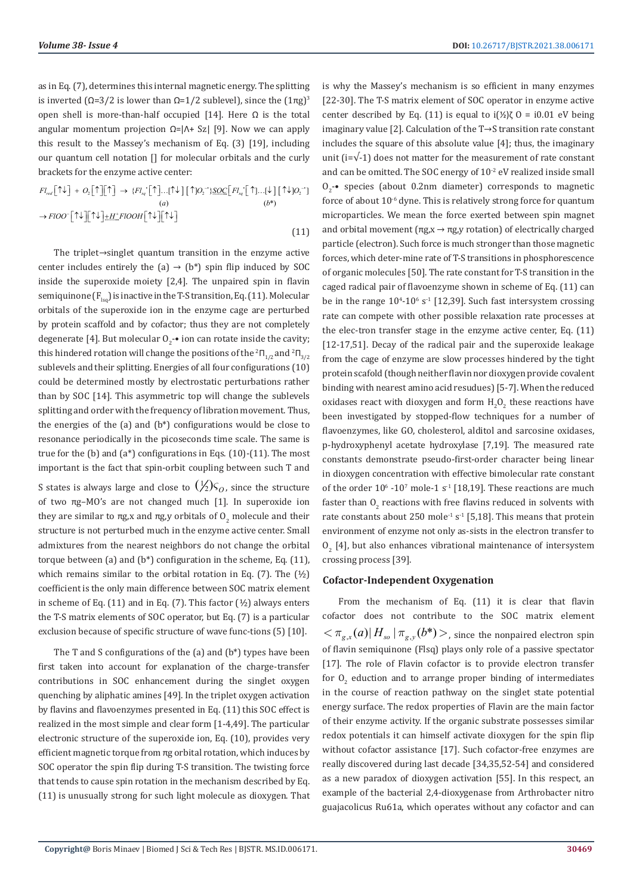as in Eq. (7), determines this internal magnetic energy. The splitting is inverted (Ω=3/2 is lower than Ω=1/2 sublevel), since the $(1\pi g)^3$ open shell is more-than-half occupied [14]. Here Ω is the total angular momentum projection Ω=|Λ+ Sz| [9]. Now we can apply this result to the Massey's mechanism of Eq. (3) [19], including our quantum cell notation [] for molecular orbitals and the curly brackets for the enzyme active center:

$$Fl_{red}[\uparrow\downarrow] + O_2[\uparrow][\uparrow] \rightarrow \{Fl_{sq}^{+}[\uparrow]...[\uparrow\downarrow][\uparrow]O_2^{-\cdot}\}\underline{SOC}[Fl_{sq}^{+}[\uparrow]...[\downarrow][\uparrow\downarrow]O_2^{-\cdot}]$$
$$(a) \qquad\qquad\qquad (b^*)$$
$$\rightarrow FlOO^{-}[\uparrow\downarrow][\uparrow\downarrow]\underline{+H^{+}}FlOOH[\uparrow\downarrow][\uparrow\downarrow] \tag{11}$$

The triplet→singlet quantum transition in the enzyme active center includes entirely the (a) → (b*) spin flip induced by SOC inside the superoxide moiety [2,4]. The unpaired spin in flavin semiquinone ($F_{lsq}$) is inactive in the T-S transition, Eq. (11). Molecular orbitals of the superoxide ion in the enzyme cage are perturbed by protein scaffold and by cofactor; thus they are not completely degenerate [4]. But molecular $O_2$-• ion can rotate inside the cavity; this hindered rotation will change the positions of the $^2\Pi_{1/2}$ and $^2\Pi_{3/2}$ sublevels and their splitting. Energies of all four configurations (10) could be determined mostly by electrostatic perturbations rather than by SOC [14]. This asymmetric top will change the sublevels splitting and order with the frequency of libration movement. Thus, the energies of the (a) and (b*) configurations would be close to resonance periodically in the picoseconds time scale. The same is true for the (b) and (a*) configurations in Eqs. (10)-(11). The most important is the fact that spin-orbit coupling between such T and S states is always large and close to $(\frac{1}{2})\varsigma_O$, since the structure of two πg–MO's are not changed much [1]. In superoxide ion they are similar to πg,x and πg,y orbitals of $O_2$ molecule and their structure is not perturbed much in the enzyme active center. Small admixtures from the nearest neighbors do not change the orbital torque between (a) and (b*) configuration in the scheme, Eq. (11), which remains similar to the orbital rotation in Eq. (7). The (½) coefficient is the only main difference between SOC matrix element in scheme of Eq. (11) and in Eq. (7). This factor (½) always enters the T-S matrix elements of SOC operator, but Eq. (7) is a particular exclusion because of specific structure of wave func-tions (5) [10].

The T and S configurations of the (a) and (b*) types have been first taken into account for explanation of the charge-transfer contributions in SOC enhancement during the singlet oxygen quenching by aliphatic amines [49]. In the triplet oxygen activation by flavins and flavoenzymes presented in Eq. (11) this SOC effect is realized in the most simple and clear form [1-4,49]. The particular electronic structure of the superoxide ion, Eq. (10), provides very efficient magnetic torque from πg orbital rotation, which induces by SOC operator the spin flip during T-S transition. The twisting force that tends to cause spin rotation in the mechanism described by Eq. (11) is unusually strong for such light molecule as dioxygen. That is why the Massey's mechanism is so efficient in many enzymes [22-30]. The T-S matrix element of SOC operator in enzyme active center described by Eq. (11) is equal to i(½)ζ O = i0.01 eV being imaginary value [2]. Calculation of the T→S transition rate constant includes the square of this absolute value [4]; thus, the imaginary unit (i=√-1) does not matter for the measurement of rate constant and can be omitted. The SOC energy of $10^{-2}$ eV realized inside small $O_2$-• species (about 0.2nm diameter) corresponds to magnetic force of about $10^{-6}$ dyne. This is relatively strong force for quantum microparticles. We mean the force exerted between spin magnet and orbital movement (πg,x → πg,y rotation) of electrically charged particle (electron). Such force is much stronger than those magnetic forces, which deter-mine rate of T-S transitions in phosphorescence of organic molecules [50]. The rate constant for T-S transition in the caged radical pair of flavoenzyme shown in scheme of Eq. (11) can be in the range $10^4$-$10^6$ $s^{-1}$ [12,39]. Such fast intersystem crossing rate can compete with other possible relaxation rate processes at the elec-tron transfer stage in the enzyme active center, Eq. (11) [12-17,51]. Decay of the radical pair and the superoxide leakage from the cage of enzyme are slow processes hindered by the tight protein scafold (though neither flavin nor dioxygen provide covalent binding with nearest amino acid resudues) [5-7]. When the reduced oxidases react with dioxygen and form $H_2O_2$ these reactions have been investigated by stopped-flow techniques for a number of flavoenzymes, like GO, cholesterol, alditol and sarcosine oxidases, p-hydroxyphenyl acetate hydroxylase [7,19]. The measured rate constants demonstrate pseudo-first-order character being linear in dioxygen concentration with effective bimolecular rate constant of the order $10^6$ -$10^7$ mole-1 $s^{-1}$ [18,19]. These reactions are much faster than $O_2$ reactions with free flavins reduced in solvents with rate constants about 250 $mole^{-1}$ $s^{-1}$ [5,18]. This means that protein environment of enzyme not only as-sists in the electron transfer to $O_2$ [4], but also enhances vibrational maintenance of intersystem crossing process [39].

## Cofactor-Independent Oxygenation

From the mechanism of Eq. (11) it is clear that flavin cofactor does not contribute to the SOC matrix element $<\pi_{g,x}(a)|H_{so}|\pi_{g,y}(b^*)>$, since the nonpaired electron spin of flavin semiquinone (Flsq) plays only role of a passive spectator [17]. The role of Flavin cofactor is to provide electron transfer for $O_2$ eduction and to arrange proper binding of intermediates in the course of reaction pathway on the singlet state potential energy surface. The redox properties of Flavin are the main factor of their enzyme activity. If the organic substrate possesses similar redox potentials it can himself activate dioxygen for the spin flip without cofactor assistance [17]. Such cofactor-free enzymes are really discovered during last decade [34,35,52-54] and considered as a new paradox of dioxygen activation [55]. In this respect, an example of the bacterial 2,4-dioxygenase from Arthrobacter nitro guajacolicus Ru61a, which operates without any cofactor and can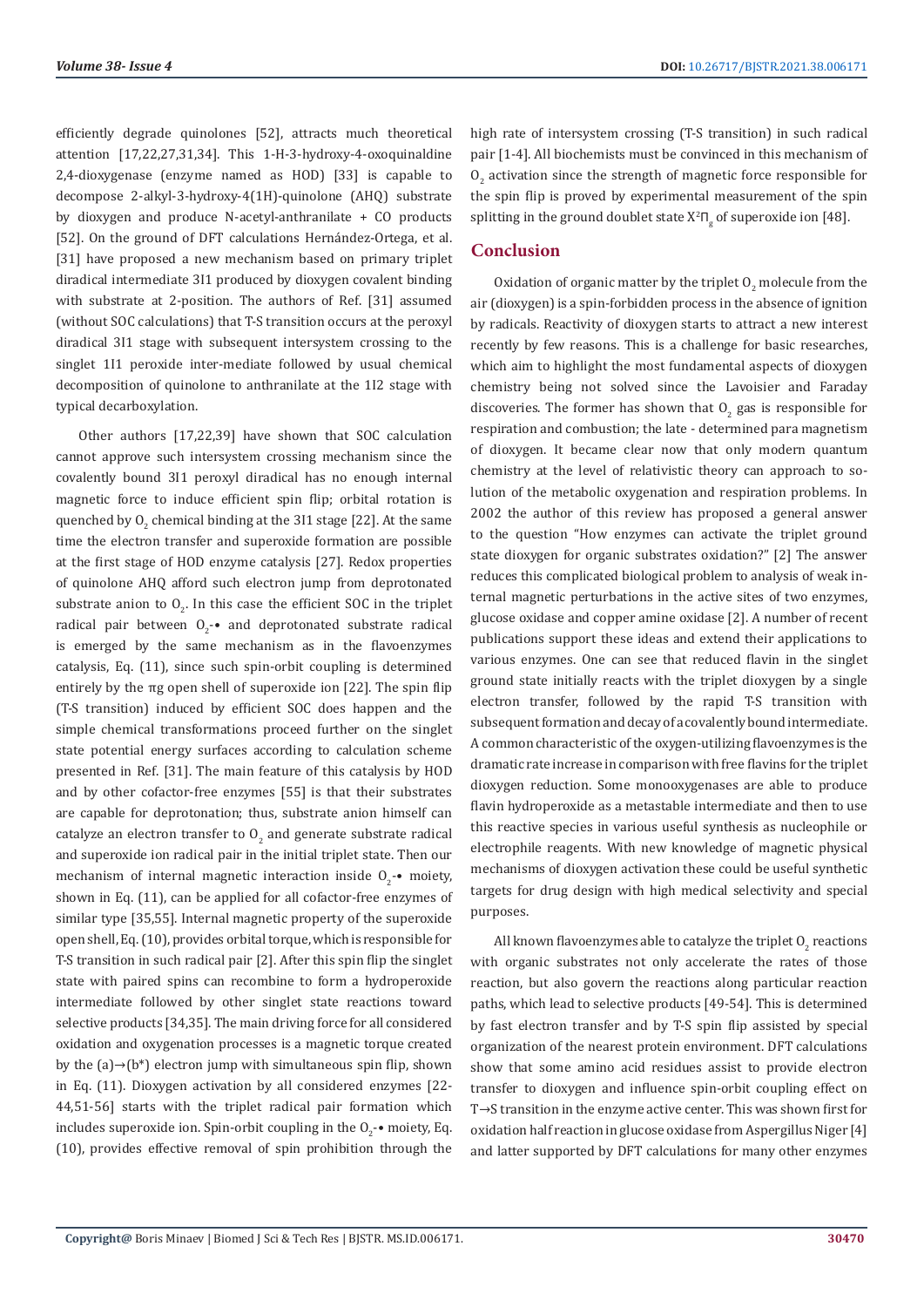efficiently degrade quinolones [52], attracts much theoretical attention [17,22,27,31,34]. This 1-H-3-hydroxy-4-oxoquinaldine 2,4-dioxygenase (enzyme named as HOD) [33] is capable to decompose 2-alkyl-3-hydroxy-4(1H)-quinolone (AHQ) substrate by dioxygen and produce N-acetyl-anthranilate + CO products [52]. On the ground of DFT calculations Hernández-Ortega, et al. [31] have proposed a new mechanism based on primary triplet diradical intermediate 3I1 produced by dioxygen covalent binding with substrate at 2-position. The authors of Ref. [31] assumed (without SOC calculations) that T-S transition occurs at the peroxyl diradical 3I1 stage with subsequent intersystem crossing to the singlet 1I1 peroxide inter-mediate followed by usual chemical decomposition of quinolone to anthranilate at the 1I2 stage with typical decarboxylation.

Other authors [17,22,39] have shown that SOC calculation cannot approve such intersystem crossing mechanism since the covalently bound 3I1 peroxyl diradical has no enough internal magnetic force to induce efficient spin flip; orbital rotation is quenched by $O_2$ chemical binding at the 3I1 stage [22]. At the same time the electron transfer and superoxide formation are possible at the first stage of HOD enzyme catalysis [27]. Redox properties of quinolone AHQ afford such electron jump from deprotonated substrate anion to $O_2$. In this case the efficient SOC in the triplet radical pair between $O_2$-• and deprotonated substrate radical is emerged by the same mechanism as in the flavoenzymes catalysis, Eq. (11), since such spin-orbit coupling is determined entirely by the πg open shell of superoxide ion [22]. The spin flip (T-S transition) induced by efficient SOC does happen and the simple chemical transformations proceed further on the singlet state potential energy surfaces according to calculation scheme presented in Ref. [31]. The main feature of this catalysis by HOD and by other cofactor-free enzymes [55] is that their substrates are capable for deprotonation; thus, substrate anion himself can catalyze an electron transfer to $O_2$ and generate substrate radical and superoxide ion radical pair in the initial triplet state. Then our mechanism of internal magnetic interaction inside $O_2$-• moiety, shown in Eq. (11), can be applied for all cofactor-free enzymes of similar type [35,55]. Internal magnetic property of the superoxide open shell, Eq. (10), provides orbital torque, which is responsible for T-S transition in such radical pair [2]. After this spin flip the singlet state with paired spins can recombine to form a hydroperoxide intermediate followed by other singlet state reactions toward selective products [34,35]. The main driving force for all considered oxidation and oxygenation processes is a magnetic torque created by the (a)→(b*) electron jump with simultaneous spin flip, shown in Eq. (11). Dioxygen activation by all considered enzymes [22-44,51-56] starts with the triplet radical pair formation which includes superoxide ion. Spin-orbit coupling in the $O_2$-• moiety, Eq. (10), provides effective removal of spin prohibition through the high rate of intersystem crossing (T-S transition) in such radical pair [1-4]. All biochemists must be convinced in this mechanism of $O_2$ activation since the strength of magnetic force responsible for the spin flip is proved by experimental measurement of the spin splitting in the ground doublet state $X^2\Pi_g$ of superoxide ion [48].

## Conclusion

Oxidation of organic matter by the triplet $O_2$ molecule from the air (dioxygen) is a spin-forbidden process in the absence of ignition by radicals. Reactivity of dioxygen starts to attract a new interest recently by few reasons. This is a challenge for basic researches, which aim to highlight the most fundamental aspects of dioxygen chemistry being not solved since the Lavoisier and Faraday discoveries. The former has shown that $O_2$ gas is responsible for respiration and combustion; the late - determined para magnetism of dioxygen. It became clear now that only modern quantum chemistry at the level of relativistic theory can approach to solution of the metabolic oxygenation and respiration problems. In 2002 the author of this review has proposed a general answer to the question "How enzymes can activate the triplet ground state dioxygen for organic substrates oxidation?" [2] The answer reduces this complicated biological problem to analysis of weak internal magnetic perturbations in the active sites of two enzymes, glucose oxidase and copper amine oxidase [2]. A number of recent publications support these ideas and extend their applications to various enzymes. One can see that reduced flavin in the singlet ground state initially reacts with the triplet dioxygen by a single electron transfer, followed by the rapid T-S transition with subsequent formation and decay of a covalently bound intermediate. A common characteristic of the oxygen-utilizing flavoenzymes is the dramatic rate increase in comparison with free flavins for the triplet dioxygen reduction. Some monooxygenases are able to produce flavin hydroperoxide as a metastable intermediate and then to use this reactive species in various useful synthesis as nucleophile or electrophile reagents. With new knowledge of magnetic physical mechanisms of dioxygen activation these could be useful synthetic targets for drug design with high medical selectivity and special purposes.

All known flavoenzymes able to catalyze the triplet $O_2$ reactions with organic substrates not only accelerate the rates of those reaction, but also govern the reactions along particular reaction paths, which lead to selective products [49-54]. This is determined by fast electron transfer and by T-S spin flip assisted by special organization of the nearest protein environment. DFT calculations show that some amino acid residues assist to provide electron transfer to dioxygen and influence spin-orbit coupling effect on T→S transition in the enzyme active center. This was shown first for oxidation half reaction in glucose oxidase from Aspergillus Niger [4] and latter supported by DFT calculations for many other enzymes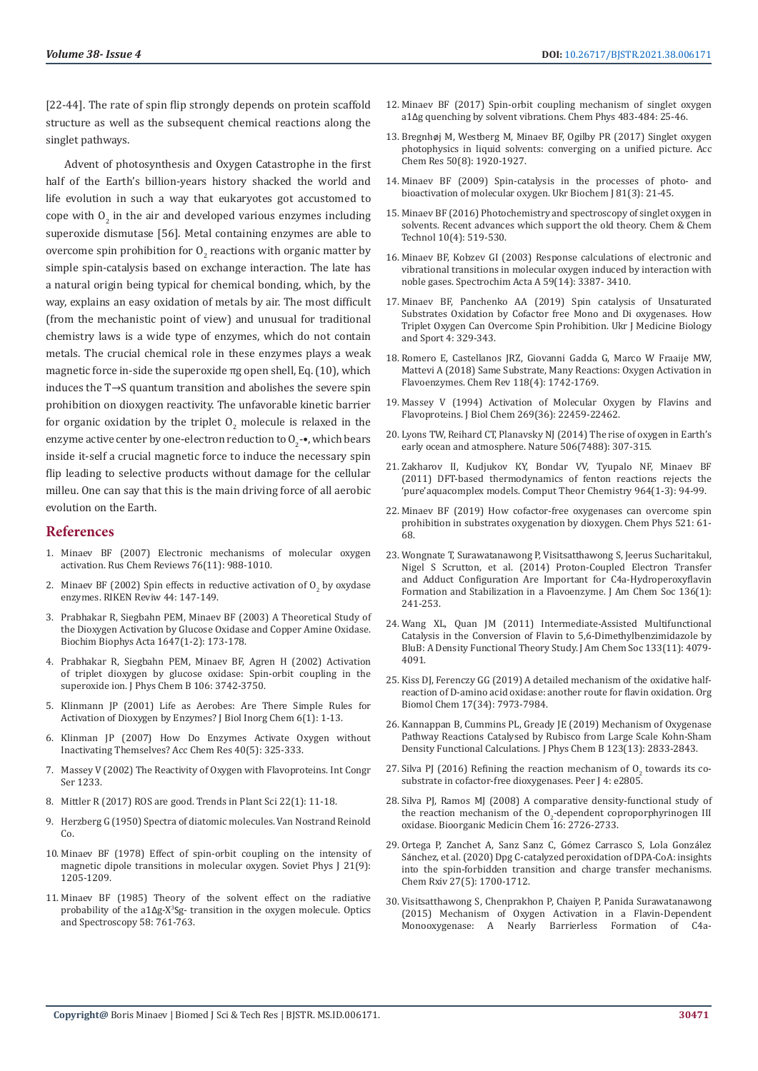[22-44]. The rate of spin flip strongly depends on protein scaffold structure as well as the subsequent chemical reactions along the singlet pathways.

Advent of photosynthesis and Oxygen Catastrophe in the first half of the Earth's billion-years history shacked the world and life evolution in such a way that eukaryotes got accustomed to cope with $O_2$ in the air and developed various enzymes including superoxide dismutase [56]. Metal containing enzymes are able to overcome spin prohibition for $O_2$ reactions with organic matter by simple spin-catalysis based on exchange interaction. The late has a natural origin being typical for chemical bonding, which, by the way, explains an easy oxidation of metals by air. The most difficult (from the mechanistic point of view) and unusual for traditional chemistry laws is a wide type of enzymes, which do not contain metals. The crucial chemical role in these enzymes plays a weak magnetic force in-side the superoxide $\pi g$ open shell, Eq. (10), which induces the T→S quantum transition and abolishes the severe spin prohibition on dioxygen reactivity. The unfavorable kinetic barrier for organic oxidation by the triplet $O_2$ molecule is relaxed in the enzyme active center by one-electron reduction to $O_2$-•, which bears inside it-self a crucial magnetic force to induce the necessary spin flip leading to selective products without damage for the cellular milleu. One can say that this is the main driving force of all aerobic evolution on the Earth.

## References

1. Minaev BF (2007) Electronic mechanisms of molecular oxygen activation. Rus Chem Reviews 76(11): 988-1010.
2. Minaev BF (2002) Spin effects in reductive activation of $O_2$ by oxydase enzymes. RIKEN Reviw 44: 147-149.
3. Prabhakar R, Siegbahn PEM, Minaev BF (2003) A Theoretical Study of the Dioxygen Activation by Glucose Oxidase and Copper Amine Oxidase. Biochim Biophys Acta 1647(1-2): 173-178.
4. Prabhakar R, Siegbahn PEM, Minaev BF, Agren H (2002) Activation of triplet dioxygen by glucose oxidase: Spin-orbit coupling in the superoxide ion. J Phys Chem B 106: 3742-3750.
5. Klinmann JP (2001) Life as Aerobes: Are There Simple Rules for Activation of Dioxygen by Enzymes? J Biol Inorg Chem 6(1): 1-13.
6. Klinman JP (2007) How Do Enzymes Activate Oxygen without Inactivating Themselves? Acc Chem Res 40(5): 325-333.
7. Massey V (2002) The Reactivity of Oxygen with Flavoproteins. Int Congr Ser 1233.
8. Mittler R (2017) ROS are good. Trends in Plant Sci 22(1): 11-18.
9. Herzberg G (1950) Spectra of diatomic molecules. Van Nostrand Reinold Co.
10. Minaev BF (1978) Effect of spin-orbit coupling on the intensity of magnetic dipole transitions in molecular oxygen. Soviet Phys J 21(9): 1205-1209.
11. Minaev BF (1985) Theory of the solvent effect on the radiative probability of the a1Δg-X$^3$Sg- transition in the oxygen molecule. Optics and Spectroscopy 58: 761-763.
12. Minaev BF (2017) Spin-orbit coupling mechanism of singlet oxygen a1Δg quenching by solvent vibrations. Chem Phys 483-484: 25-46.
13. Bregnhøj M, Westberg M, Minaev BF, Ogilby PR (2017) Singlet oxygen photophysics in liquid solvents: converging on a unified picture. Acc Chem Res 50(8): 1920-1927.
14. Minaev BF (2009) Spin-catalysis in the processes of photo- and bioactivation of molecular oxygen. Ukr Biochem J 81(3): 21-45.
15. Minaev BF (2016) Photochemistry and spectroscopy of singlet oxygen in solvents. Recent advances which support the old theory. Chem & Chem Technol 10(4): 519-530.
16. Minaev BF, Kobzev GI (2003) Response calculations of electronic and vibrational transitions in molecular oxygen induced by interaction with noble gases. Spectrochim Acta A 59(14): 3387- 3410.
17. Minaev BF, Panchenko AA (2019) Spin catalysis of Unsaturated Substrates Oxidation by Cofactor free Mono and Di oxygenases. How Triplet Oxygen Can Overcome Spin Prohibition. Ukr J Medicine Biology and Sport 4: 329-343.
18. Romero E, Castellanos JRZ, Giovanni Gadda G, Marco W Fraaije MW, Mattevi A (2018) Same Substrate, Many Reactions: Oxygen Activation in Flavoenzymes. Chem Rev 118(4): 1742-1769.
19. Massey V (1994) Activation of Molecular Oxygen by Flavins and Flavoproteins. J Biol Chem 269(36): 22459-22462.
20. Lyons TW, Reihard CT, Planavsky NJ (2014) The rise of oxygen in Earth's early ocean and atmosphere. Nature 506(7488): 307-315.
21. Zakharov II, Kudjukov KY, Bondar VV, Tyupalo NF, Minaev BF (2011) DFT-based thermodynamics of fenton reactions rejects the 'pure'aquacomplex models. Comput Theor Chemistry 964(1-3): 94-99.
22. Minaev BF (2019) How cofactor-free oxygenases can overcome spin prohibition in substrates oxygenation by dioxygen. Chem Phys 521: 61-68.
23. Wongnate T, Surawatanawong P, Visitsatthawong S, Jeerus Sucharitakul, Nigel S Scrutton, et al. (2014) Proton-Coupled Electron Transfer and Adduct Configuration Are Important for C4a-Hydroperoxyflavin Formation and Stabilization in a Flavoenzyme. J Am Chem Soc 136(1): 241-253.
24. Wang XL, Quan JM (2011) Intermediate-Assisted Multifunctional Catalysis in the Conversion of Flavin to 5,6-Dimethylbenzimidazole by BluB: A Density Functional Theory Study. J Am Chem Soc 133(11): 4079-4091.
25. Kiss DJ, Ferenczy GG (2019) A detailed mechanism of the oxidative half-reaction of D-amino acid oxidase: another route for flavin oxidation. Org Biomol Chem 17(34): 7973-7984.
26. Kannappan B, Cummins PL, Gready JE (2019) Mechanism of Oxygenase Pathway Reactions Catalysed by Rubisco from Large Scale Kohn-Sham Density Functional Calculations. J Phys Chem B 123(13): 2833-2843.
27. Silva PJ (2016) Refining the reaction mechanism of $O_2$ towards its co-substrate in cofactor-free dioxygenases. Peer J 4: e2805.
28. Silva PJ, Ramos MJ (2008) A comparative density-functional study of the reaction mechanism of the $O_2$-dependent coproporphyrinogen III oxidase. Bioorganic Medicin Chem 16: 2726-2733.
29. Ortega P, Zanchet A, Sanz Sanz C, Gómez Carrasco S, Lola González Sánchez, et al. (2020) Dpg C-catalyzed peroxidation of DPA-CoA: insights into the spin-forbidden transition and charge transfer mechanisms. Chem Rxiv 27(5): 1700-1712.
30. Visitsatthawong S, Chenprakhon P, Chaiyen P, Panida Surawanawong (2015) Mechanism of Oxygen Activation in a Flavin-Dependent Monooxygenase: A Nearly Barrierless Formation of C4a-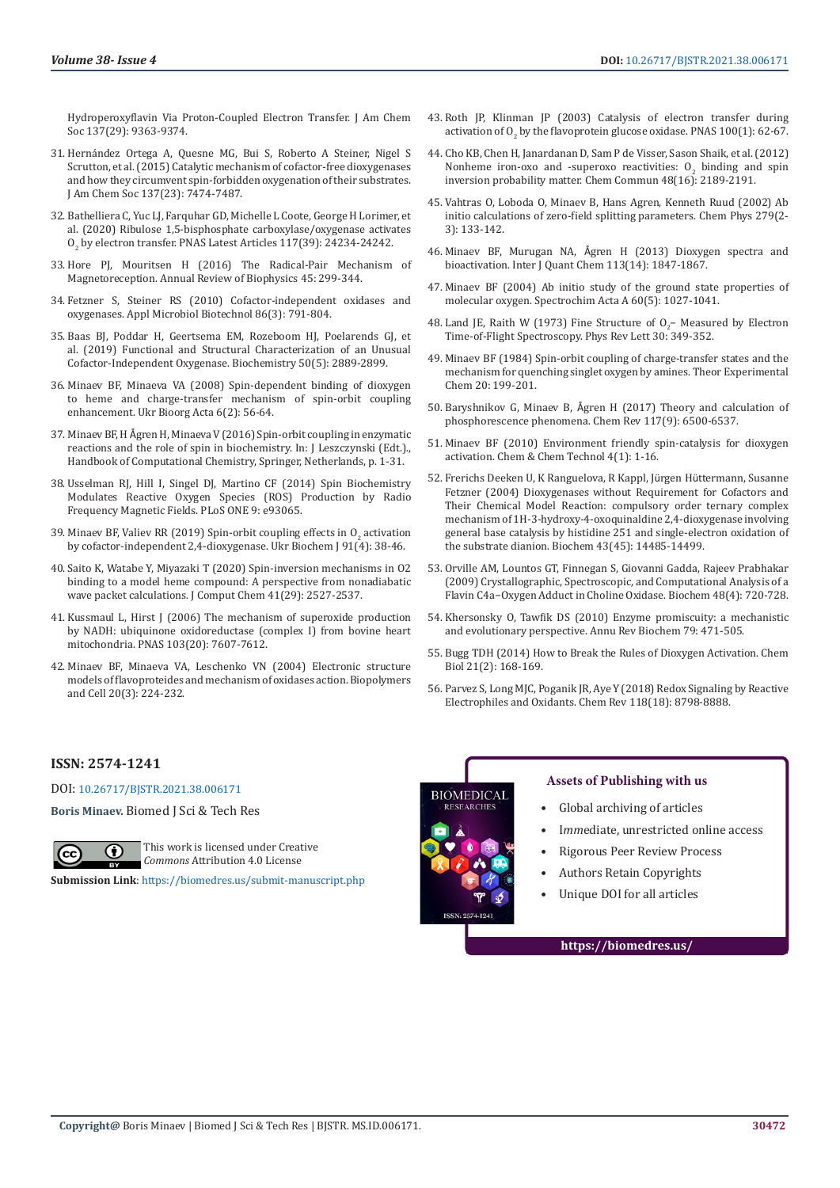Hydroperoxyflavin Via Proton-Coupled Electron Transfer. J Am Chem Soc 137(29): 9363-9374.

31. Hernández Ortega A, Quesne MG, Bui S, Roberto A Steiner, Nigel S Scrutton, et al. (2015) Catalytic mechanism of cofactor-free dioxygenases and how they circumvent spin-forbidden oxygenation of their substrates. J Am Chem Soc 137(23): 7474-7487.

32. Bathelliera C, Yuc LJ, Farquhar GD, Michelle L Coote, George H Lorimer, et al. (2020) Ribulose 1,5-bisphosphate carboxylase/oxygenase activates $O_2$ by electron transfer. PNAS Latest Articles 117(39): 24234-24242.

33. Hore PJ, Mouritsen H (2016) The Radical-Pair Mechanism of Magnetoreception. Annual Review of Biophysics 45: 299-344.

34. Fetzner S, Steiner RS (2010) Cofactor-independent oxidases and oxygenases. Appl Microbiol Biotechnol 86(3): 791-804.

35. Baas BJ, Poddar H, Geertsema EM, Rozeboom HJ, Poelarends GJ, et al. (2019) Functional and Structural Characterization of an Unusual Cofactor-Independent Oxygenase. Biochemistry 50(5): 2889-2899.

36. Minaev BF, Minaeva VA (2008) Spin-dependent binding of dioxygen to heme and charge-transfer mechanism of spin-orbit coupling enhancement. Ukr Bioorg Acta 6(2): 56-64.

37. Minaev BF, H Ågren H, Minaeva V (2016) Spin-orbit coupling in enzymatic reactions and the role of spin in biochemistry. In: J Leszczynski (Edt.), Handbook of Computational Chemistry, Springer, Netherlands, p. 1-31.

38. Usselman RJ, Hill I, Singel DJ, Martino CF (2014) Spin Biochemistry Modulates Reactive Oxygen Species (ROS) Production by Radio Frequency Magnetic Fields. PLoS ONE 9: e93065.

39. Minaev BF, Valiev RR (2019) Spin-orbit coupling effects in $O_2$ activation by cofactor-independent 2,4-dioxygenase. Ukr Biochem J 91(4): 38-46.

40. Saito K, Watabe Y, Miyazaki T (2020) Spin-inversion mechanisms in O2 binding to a model heme compound: A perspective from nonadiabatic wave packet calculations. J Comput Chem 41(29): 2527-2537.

41. Kussmaul L, Hirst J (2006) The mechanism of superoxide production by NADH: ubiquinone oxidoreductase (complex I) from bovine heart mitochondria. PNAS 103(20): 7607-7612.

42. Minaev BF, Minaeva VA, Leschenko VN (2004) Electronic structure models of flavoproteides and mechanism of oxidases action. Biopolymers and Cell 20(3): 224-232.

43. Roth JP, Klinman JP (2003) Catalysis of electron transfer during activation of $O_2$ by the flavoprotein glucose oxidase. PNAS 100(1): 62-67.

44. Cho KB, Chen H, Janardanan D, Sam P de Visser, Sason Shaik, et al. (2012) Nonheme iron-oxo and -superoxo reactivities: $O_2$ binding and spin inversion probability matter. Chem Commun 48(16): 2189-2191.

45. Vahtras O, Loboda O, Minaev B, Hans Agren, Kenneth Ruud (2002) Ab initio calculations of zero-field splitting parameters. Chem Phys 279(2-3): 133-142.

46. Minaev BF, Murugan NA, Ågren H (2013) Dioxygen spectra and bioactivation. Inter J Quant Chem 113(14): 1847-1867.

47. Minaev BF (2004) Ab initio study of the ground state properties of molecular oxygen. Spectrochim Acta A 60(5): 1027-1041.

48. Land JE, Raith W (1973) Fine Structure of $O_2^-$ Measured by Electron Time-of-Flight Spectroscopy. Phys Rev Lett 30: 349-352.

49. Minaev BF (1984) Spin-orbit coupling of charge-transfer states and the mechanism for quenching singlet oxygen by amines. Theor Experimental Chem 20: 199-201.

50. Baryshnikov G, Minaev B, Ågren H (2017) Theory and calculation of phosphorescence phenomena. Chem Rev 117(9): 6500-6537.

51. Minaev BF (2010) Environment friendly spin-catalysis for dioxygen activation. Chem & Chem Technol 4(1): 1-16.

52. Frerichs Deeken U, K Ranguelova, R Kappl, Jürgen Hüttermann, Susanne Fetzner (2004) Dioxygenases without Requirement for Cofactors and Their Chemical Model Reaction: compulsory order ternary complex mechanism of 1H-3-hydroxy-4-oxoquinaldine 2,4-dioxygenase involving general base catalysis by histidine 251 and single-electron oxidation of the substrate dianion. Biochem 43(45): 14485-14499.

53. Orville AM, Lountos GT, Finnegan S, Giovanni Gadda, Rajeev Prabhakar (2009) Crystallographic, Spectroscopic, and Computational Analysis of a Flavin C4a–Oxygen Adduct in Choline Oxidase. Biochem 48(4): 720-728.

54. Khersonsky O, Tawfik DS (2010) Enzyme promiscuity: a mechanistic and evolutionary perspective. Annu Rev Biochem 79: 471-505.

55. Bugg TDH (2014) How to Break the Rules of Dioxygen Activation. Chem Biol 21(2): 168-169.

56. Parvez S, Long MJC, Poganik JR, Aye Y (2018) Redox Signaling by Reactive Electrophiles and Oxidants. Chem Rev 118(18): 8798-8888.

**ISSN: 2574-1241**

DOI: 10.26717/BJSTR.2021.38.006171

**Boris Minaev.** Biomed J Sci & Tech Res

This work is licensed under Creative *Commons* Attribution 4.0 License

**Submission Link**: https://biomedres.us/submit-manuscript.php

**Assets of Publishing with us**

- Global archiving of articles
- Immediate, unrestricted online access
- Rigorous Peer Review Process
- Authors Retain Copyrights
- Unique DOI for all articles

**https://biomedres.us/**